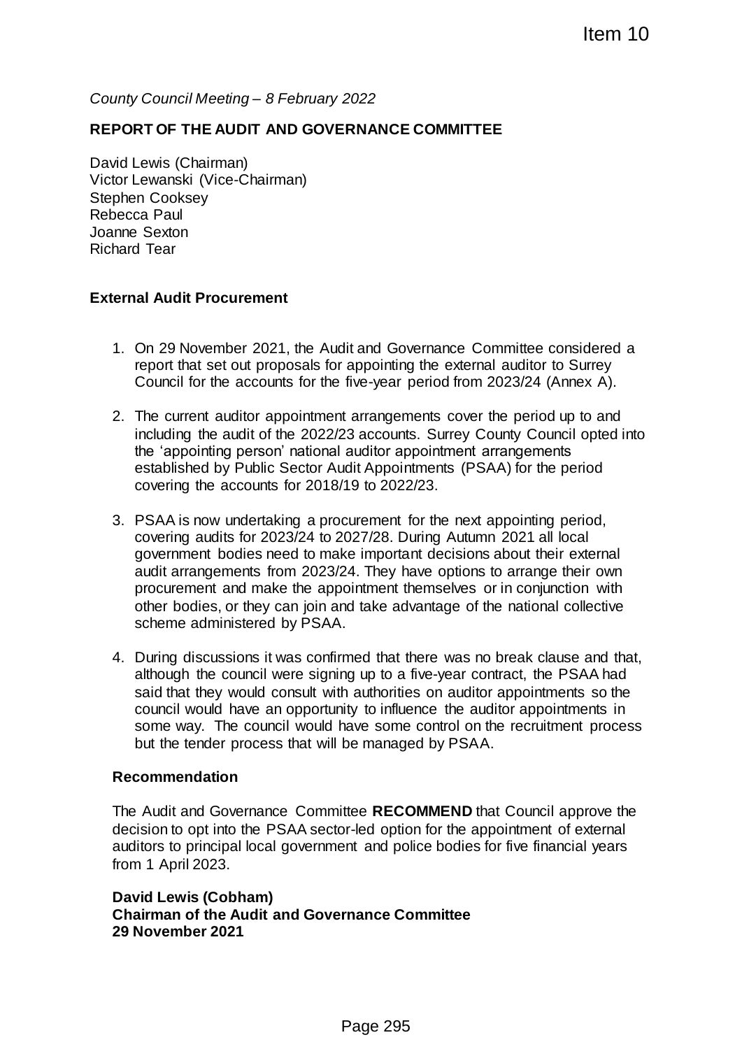Item 10

*County Council Meeting – 8 February 2022*

**REPORT OF THE AUDIT AND GOVERNANCE COMMITTEE**

David Lewis (Chairman)
Victor Lewanski (Vice-Chairman)
Stephen Cooksey
Rebecca Paul
Joanne Sexton
Richard Tear

**External Audit Procurement**

1. On 29 November 2021, the Audit and Governance Committee considered a report that set out proposals for appointing the external auditor to Surrey Council for the accounts for the five-year period from 2023/24 (Annex A).

2. The current auditor appointment arrangements cover the period up to and including the audit of the 2022/23 accounts. Surrey County Council opted into the 'appointing person' national auditor appointment arrangements established by Public Sector Audit Appointments (PSAA) for the period covering the accounts for 2018/19 to 2022/23.

3. PSAA is now undertaking a procurement for the next appointing period, covering audits for 2023/24 to 2027/28. During Autumn 2021 all local government bodies need to make important decisions about their external audit arrangements from 2023/24. They have options to arrange their own procurement and make the appointment themselves or in conjunction with other bodies, or they can join and take advantage of the national collective scheme administered by PSAA.

4. During discussions it was confirmed that there was no break clause and that, although the council were signing up to a five-year contract, the PSAA had said that they would consult with authorities on auditor appointments so the council would have an opportunity to influence the auditor appointments in some way. The council would have some control on the recruitment process but the tender process that will be managed by PSAA.

**Recommendation**

The Audit and Governance Committee **RECOMMEND** that Council approve the decision to opt into the PSAA sector-led option for the appointment of external auditors to principal local government and police bodies for five financial years from 1 April 2023.

**David Lewis (Cobham)**
**Chairman of the Audit and Governance Committee**
**29 November 2021**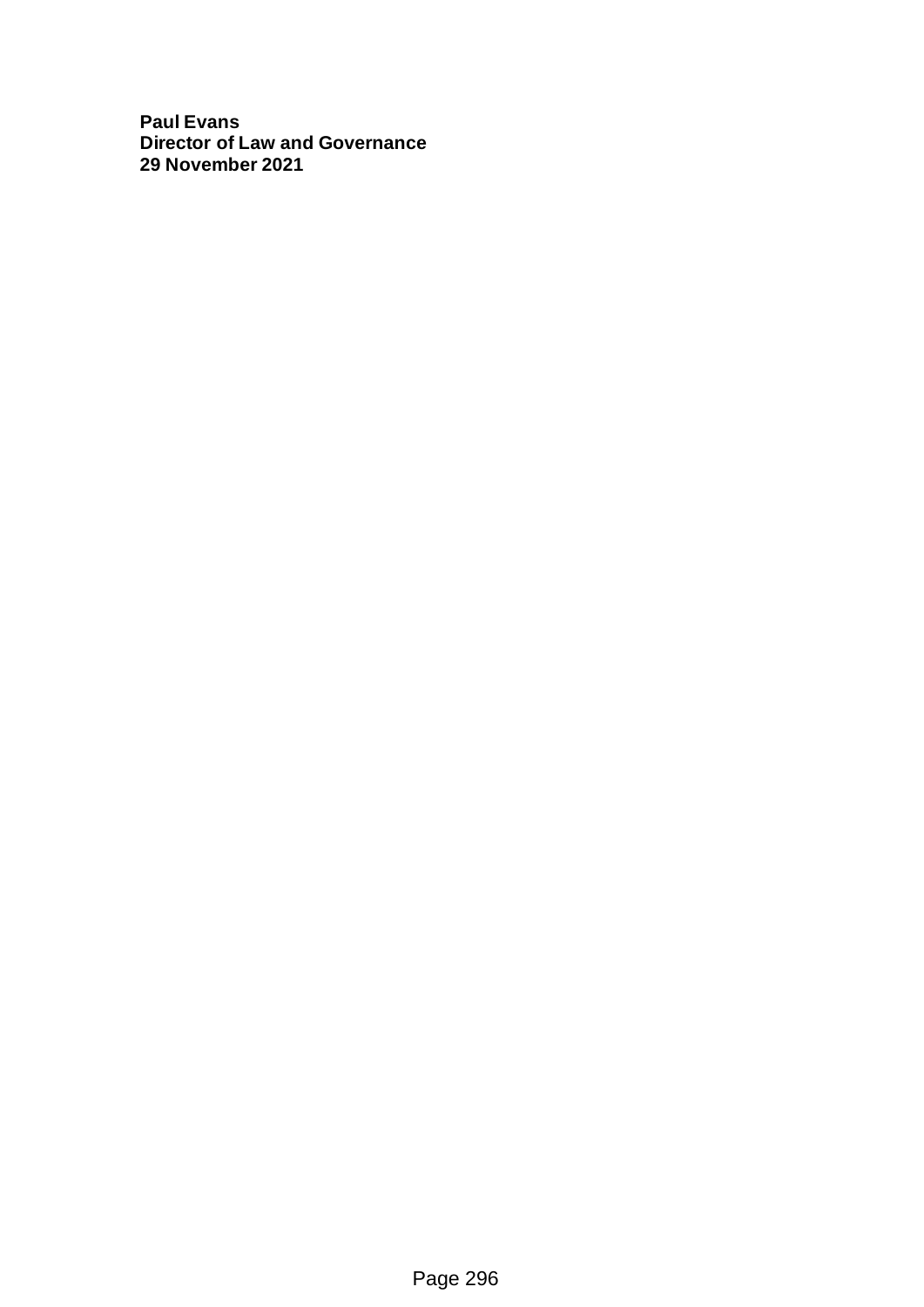**Paul Evans**
**Director of Law and Governance**
**29 November 2021**